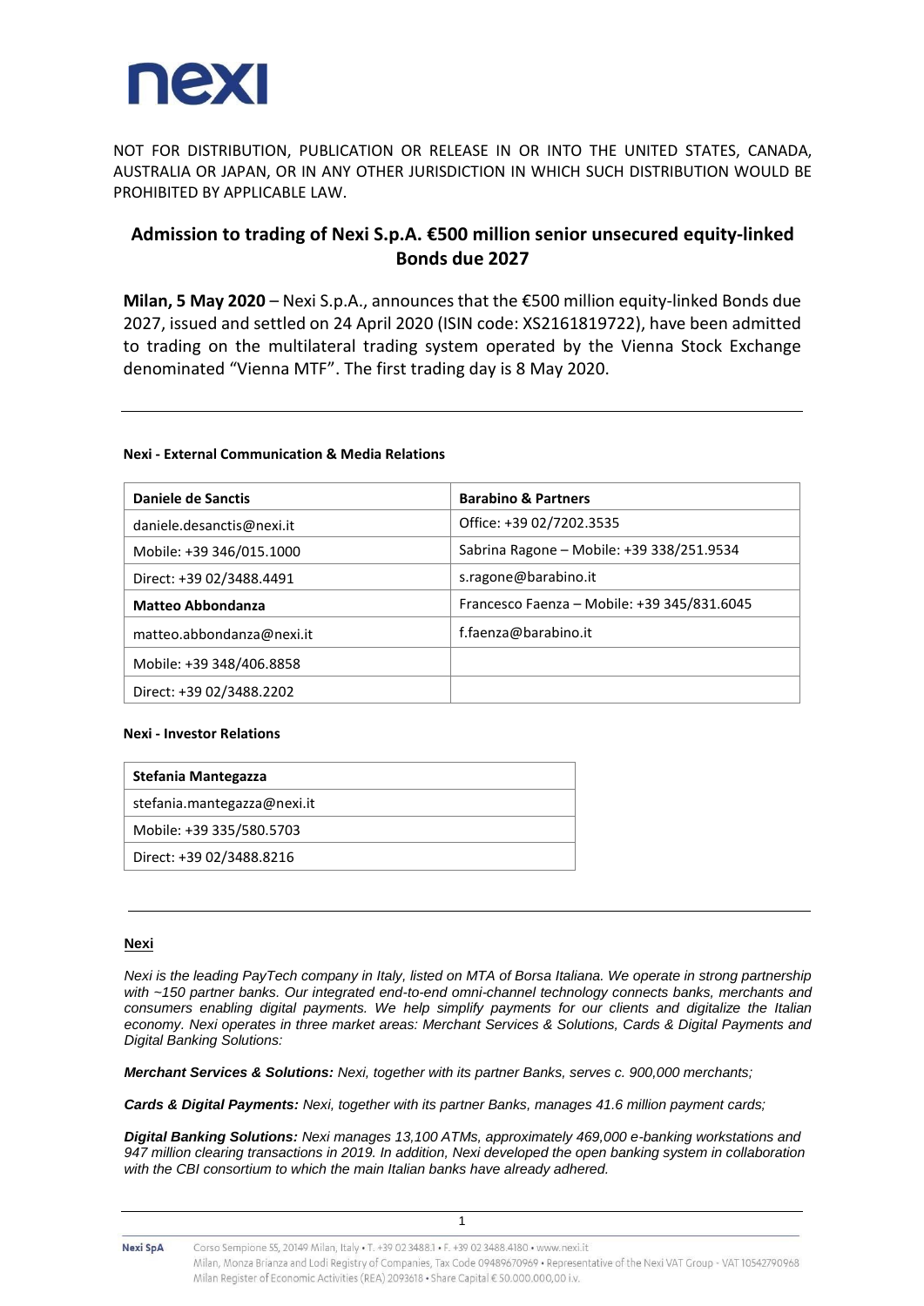NOT FOR DISTRIBUTION, PUBLICATION OR RELEASE IN OR INTO THE UNITED STATES, CANADA, AUSTRALIA OR JAPAN, OR IN ANY OTHER JURISDICTION IN WHICH SUCH DISTRIBUTION WOULD BE PROHIBITED BY APPLICABLE LAW.

# Admission to trading of Nexi S.p.A. €500 million senior unsecured equity-linked Bonds due 2027

**Milan, 5 May 2020** – Nexi S.p.A., announces that the €500 million equity-linked Bonds due 2027, issued and settled on 24 April 2020 (ISIN code: XS2161819722), have been admitted to trading on the multilateral trading system operated by the Vienna Stock Exchange denominated "Vienna MTF". The first trading day is 8 May 2020.

---

**Nexi - External Communication & Media Relations**

| **Daniele de Sanctis** | **Barabino & Partners** |
|---|---|
| daniele.desanctis@nexi.it | Office: +39 02/7202.3535 |
| Mobile: +39 346/015.1000 | Sabrina Ragone – Mobile: +39 338/251.9534 |
| Direct: +39 02/3488.4491 | s.ragone@barabino.it |
| **Matteo Abbondanza** | Francesco Faenza – Mobile: +39 345/831.6045 |
| matteo.abbondanza@nexi.it | f.faenza@barabino.it |
| Mobile: +39 348/406.8858 | |
| Direct: +39 02/3488.2202 | |

**Nexi - Investor Relations**

| **Stefania Mantegazza** |
|---|
| stefania.mantegazza@nexi.it |
| Mobile: +39 335/580.5703 |
| Direct: +39 02/3488.8216 |

---

**Nexi**

*Nexi is the leading PayTech company in Italy, listed on MTA of Borsa Italiana. We operate in strong partnership with ~150 partner banks. Our integrated end-to-end omni-channel technology connects banks, merchants and consumers enabling digital payments. We help simplify payments for our clients and digitalize the Italian economy. Nexi operates in three market areas: Merchant Services & Solutions, Cards & Digital Payments and Digital Banking Solutions:*

***Merchant Services & Solutions:*** *Nexi, together with its partner Banks, serves c. 900,000 merchants;*

***Cards & Digital Payments:*** *Nexi, together with its partner Banks, manages 41.6 million payment cards;*

***Digital Banking Solutions:*** *Nexi manages 13,100 ATMs, approximately 469,000 e-banking workstations and 947 million clearing transactions in 2019. In addition, Nexi developed the open banking system in collaboration with the CBI consortium to which the main Italian banks have already adhered.*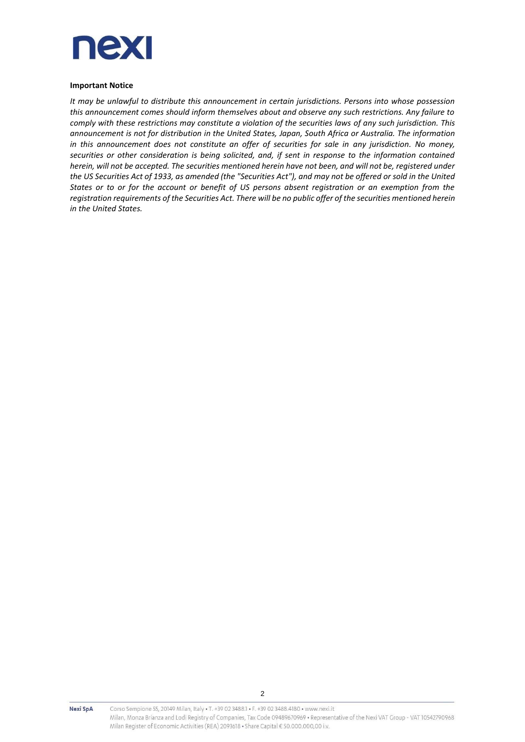**Important Notice**

*It may be unlawful to distribute this announcement in certain jurisdictions. Persons into whose possession this announcement comes should inform themselves about and observe any such restrictions. Any failure to comply with these restrictions may constitute a violation of the securities laws of any such jurisdiction. This announcement is not for distribution in the United States, Japan, South Africa or Australia. The information in this announcement does not constitute an offer of securities for sale in any jurisdiction. No money, securities or other consideration is being solicited, and, if sent in response to the information contained herein, will not be accepted. The securities mentioned herein have not been, and will not be, registered under the US Securities Act of 1933, as amended (the "Securities Act"), and may not be offered or sold in the United States or to or for the account or benefit of US persons absent registration or an exemption from the registration requirements of the Securities Act. There will be no public offer of the securities mentioned herein in the United States.*